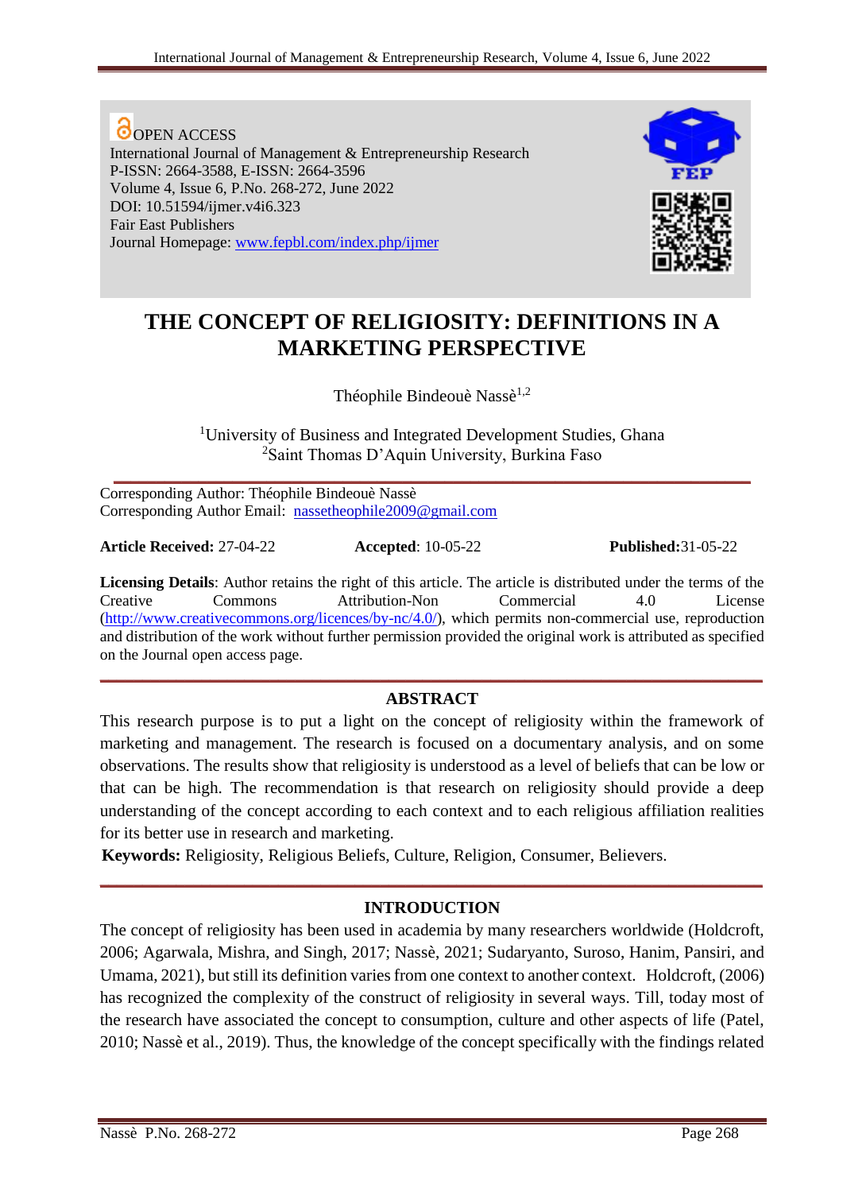OPEN ACCESS
International Journal of Management & Entrepreneurship Research
P-ISSN: 2664-3588, E-ISSN: 2664-3596
Volume 4, Issue 6, P.No. 268-272, June 2022
DOI: 10.51594/ijmer.v4i6.323
Fair East Publishers
Journal Homepage: www.fepbl.com/index.php/ijmer

# THE CONCEPT OF RELIGIOSITY: DEFINITIONS IN A MARKETING PERSPECTIVE

Théophile Bindeouè Nassè[1,2]

[1]University of Business and Integrated Development Studies, Ghana
[2]Saint Thomas D'Aquin University, Burkina Faso

Corresponding Author: Théophile Bindeouè Nassè
Corresponding Author Email: nassetheophile2009@gmail.com

**Article Received:** 27-04-22 **Accepted**: 10-05-22 **Published:**31-05-22

**Licensing Details**: Author retains the right of this article. The article is distributed under the terms of the Creative Commons Attribution-Non Commercial 4.0 License (http://www.creativecommons.org/licences/by-nc/4.0/), which permits non-commercial use, reproduction and distribution of the work without further permission provided the original work is attributed as specified on the Journal open access page.

## ABSTRACT

This research purpose is to put a light on the concept of religiosity within the framework of marketing and management. The research is focused on a documentary analysis, and on some observations. The results show that religiosity is understood as a level of beliefs that can be low or that can be high. The recommendation is that research on religiosity should provide a deep understanding of the concept according to each context and to each religious affiliation realities for its better use in research and marketing.

**Keywords:** Religiosity, Religious Beliefs, Culture, Religion, Consumer, Believers.

## INTRODUCTION

The concept of religiosity has been used in academia by many researchers worldwide (Holdcroft, 2006; Agarwala, Mishra, and Singh, 2017; Nassè, 2021; Sudaryanto, Suroso, Hanim, Pansiri, and Umama, 2021), but still its definition varies from one context to another context. Holdcroft, (2006) has recognized the complexity of the construct of religiosity in several ways. Till, today most of the research have associated the concept to consumption, culture and other aspects of life (Patel, 2010; Nassè et al., 2019). Thus, the knowledge of the concept specifically with the findings related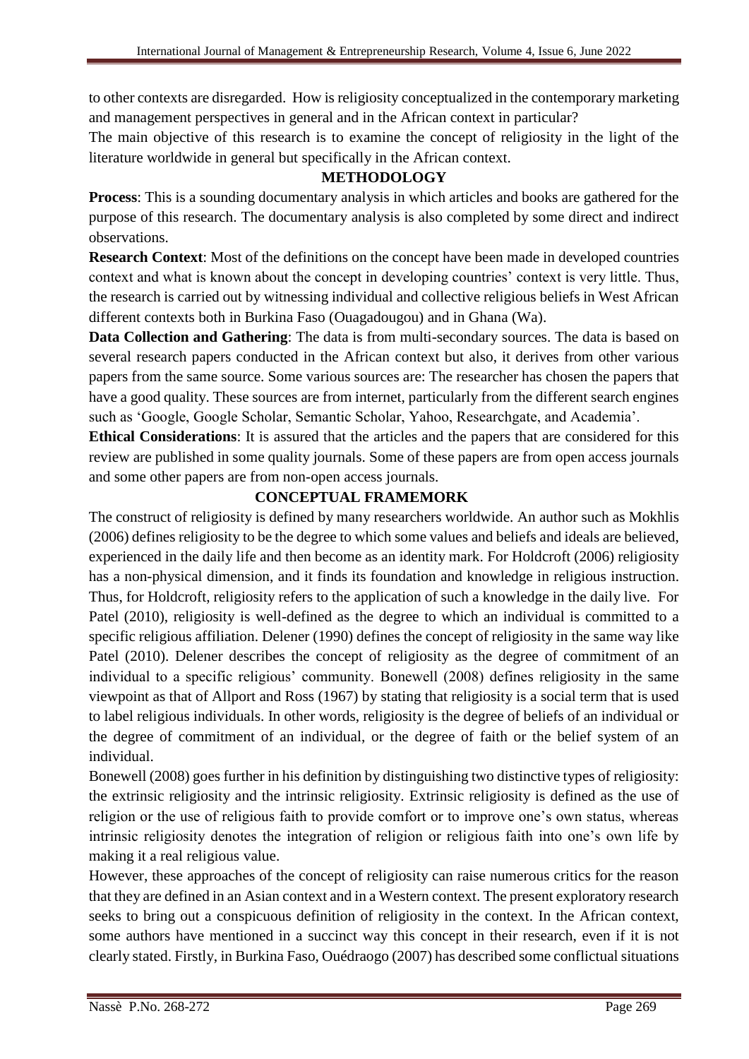to other contexts are disregarded. How is religiosity conceptualized in the contemporary marketing and management perspectives in general and in the African context in particular?

The main objective of this research is to examine the concept of religiosity in the light of the literature worldwide in general but specifically in the African context.

## METHODOLOGY

**Process**: This is a sounding documentary analysis in which articles and books are gathered for the purpose of this research. The documentary analysis is also completed by some direct and indirect observations.

**Research Context**: Most of the definitions on the concept have been made in developed countries context and what is known about the concept in developing countries' context is very little. Thus, the research is carried out by witnessing individual and collective religious beliefs in West African different contexts both in Burkina Faso (Ouagadougou) and in Ghana (Wa).

**Data Collection and Gathering**: The data is from multi-secondary sources. The data is based on several research papers conducted in the African context but also, it derives from other various papers from the same source. Some various sources are: The researcher has chosen the papers that have a good quality. These sources are from internet, particularly from the different search engines such as 'Google, Google Scholar, Semantic Scholar, Yahoo, Researchgate, and Academia'.

**Ethical Considerations**: It is assured that the articles and the papers that are considered for this review are published in some quality journals. Some of these papers are from open access journals and some other papers are from non-open access journals.

## CONCEPTUAL FRAMEMORK

The construct of religiosity is defined by many researchers worldwide. An author such as Mokhlis (2006) defines religiosity to be the degree to which some values and beliefs and ideals are believed, experienced in the daily life and then become as an identity mark. For Holdcroft (2006) religiosity has a non-physical dimension, and it finds its foundation and knowledge in religious instruction. Thus, for Holdcroft, religiosity refers to the application of such a knowledge in the daily live. For Patel (2010), religiosity is well-defined as the degree to which an individual is committed to a specific religious affiliation. Delener (1990) defines the concept of religiosity in the same way like Patel (2010). Delener describes the concept of religiosity as the degree of commitment of an individual to a specific religious' community. Bonewell (2008) defines religiosity in the same viewpoint as that of Allport and Ross (1967) by stating that religiosity is a social term that is used to label religious individuals. In other words, religiosity is the degree of beliefs of an individual or the degree of commitment of an individual, or the degree of faith or the belief system of an individual.

Bonewell (2008) goes further in his definition by distinguishing two distinctive types of religiosity: the extrinsic religiosity and the intrinsic religiosity. Extrinsic religiosity is defined as the use of religion or the use of religious faith to provide comfort or to improve one's own status, whereas intrinsic religiosity denotes the integration of religion or religious faith into one's own life by making it a real religious value.

However, these approaches of the concept of religiosity can raise numerous critics for the reason that they are defined in an Asian context and in a Western context. The present exploratory research seeks to bring out a conspicuous definition of religiosity in the context. In the African context, some authors have mentioned in a succinct way this concept in their research, even if it is not clearly stated. Firstly, in Burkina Faso, Ouédraogo (2007) has described some conflictual situations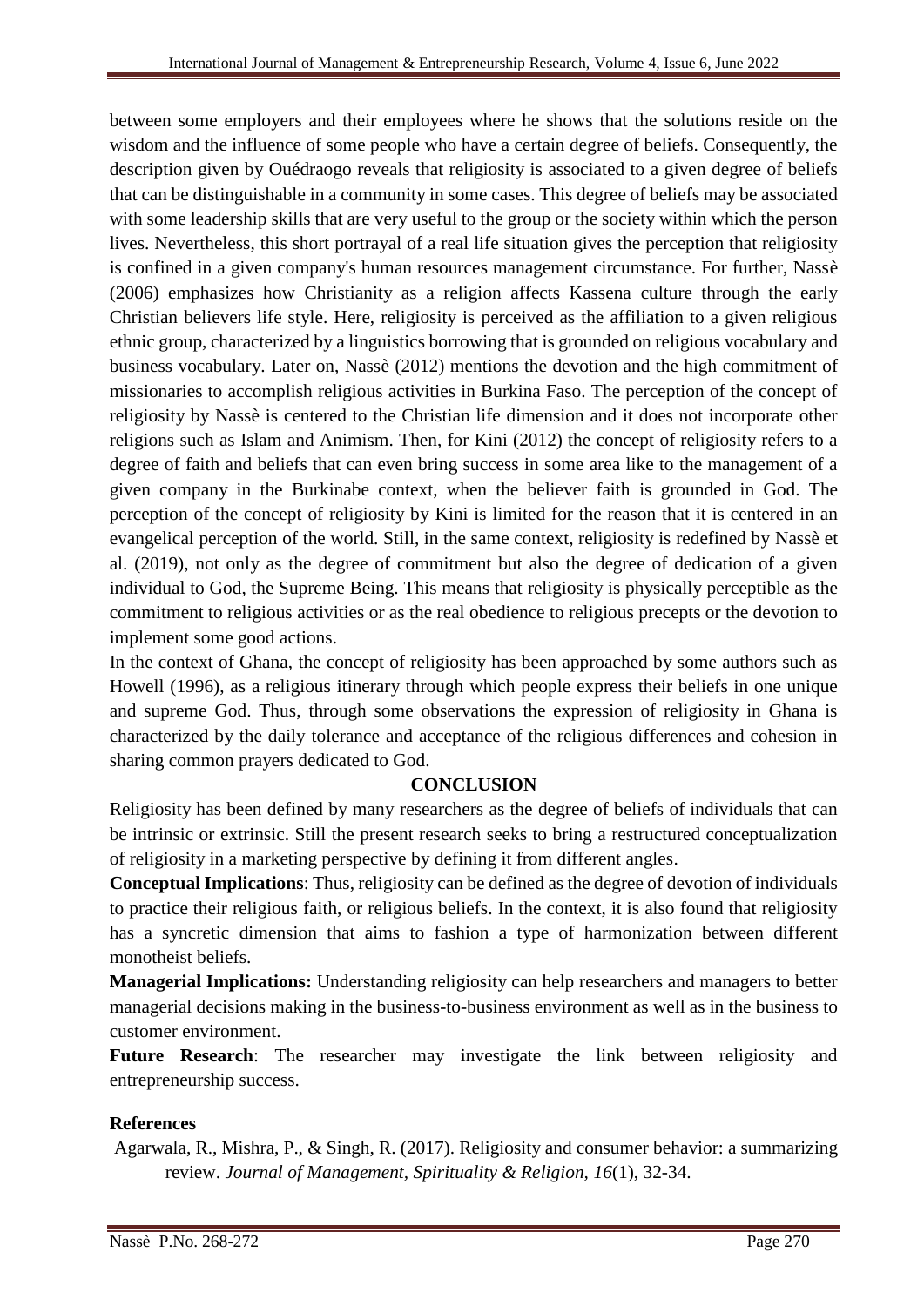between some employers and their employees where he shows that the solutions reside on the wisdom and the influence of some people who have a certain degree of beliefs. Consequently, the description given by Ouédraogo reveals that religiosity is associated to a given degree of beliefs that can be distinguishable in a community in some cases. This degree of beliefs may be associated with some leadership skills that are very useful to the group or the society within which the person lives. Nevertheless, this short portrayal of a real life situation gives the perception that religiosity is confined in a given company's human resources management circumstance. For further, Nassè (2006) emphasizes how Christianity as a religion affects Kassena culture through the early Christian believers life style. Here, religiosity is perceived as the affiliation to a given religious ethnic group, characterized by a linguistics borrowing that is grounded on religious vocabulary and business vocabulary. Later on, Nassè (2012) mentions the devotion and the high commitment of missionaries to accomplish religious activities in Burkina Faso. The perception of the concept of religiosity by Nassè is centered to the Christian life dimension and it does not incorporate other religions such as Islam and Animism. Then, for Kini (2012) the concept of religiosity refers to a degree of faith and beliefs that can even bring success in some area like to the management of a given company in the Burkinabe context, when the believer faith is grounded in God. The perception of the concept of religiosity by Kini is limited for the reason that it is centered in an evangelical perception of the world. Still, in the same context, religiosity is redefined by Nassè et al. (2019), not only as the degree of commitment but also the degree of dedication of a given individual to God, the Supreme Being. This means that religiosity is physically perceptible as the commitment to religious activities or as the real obedience to religious precepts or the devotion to implement some good actions.

In the context of Ghana, the concept of religiosity has been approached by some authors such as Howell (1996), as a religious itinerary through which people express their beliefs in one unique and supreme God. Thus, through some observations the expression of religiosity in Ghana is characterized by the daily tolerance and acceptance of the religious differences and cohesion in sharing common prayers dedicated to God.

## CONCLUSION

Religiosity has been defined by many researchers as the degree of beliefs of individuals that can be intrinsic or extrinsic. Still the present research seeks to bring a restructured conceptualization of religiosity in a marketing perspective by defining it from different angles.

**Conceptual Implications**: Thus, religiosity can be defined as the degree of devotion of individuals to practice their religious faith, or religious beliefs. In the context, it is also found that religiosity has a syncretic dimension that aims to fashion a type of harmonization between different monotheist beliefs.

**Managerial Implications:** Understanding religiosity can help researchers and managers to better managerial decisions making in the business-to-business environment as well as in the business to customer environment.

**Future Research**: The researcher may investigate the link between religiosity and entrepreneurship success.

## References

Agarwala, R., Mishra, P., & Singh, R. (2017). Religiosity and consumer behavior: a summarizing review. *Journal of Management, Spirituality & Religion*, *16*(1), 32-34.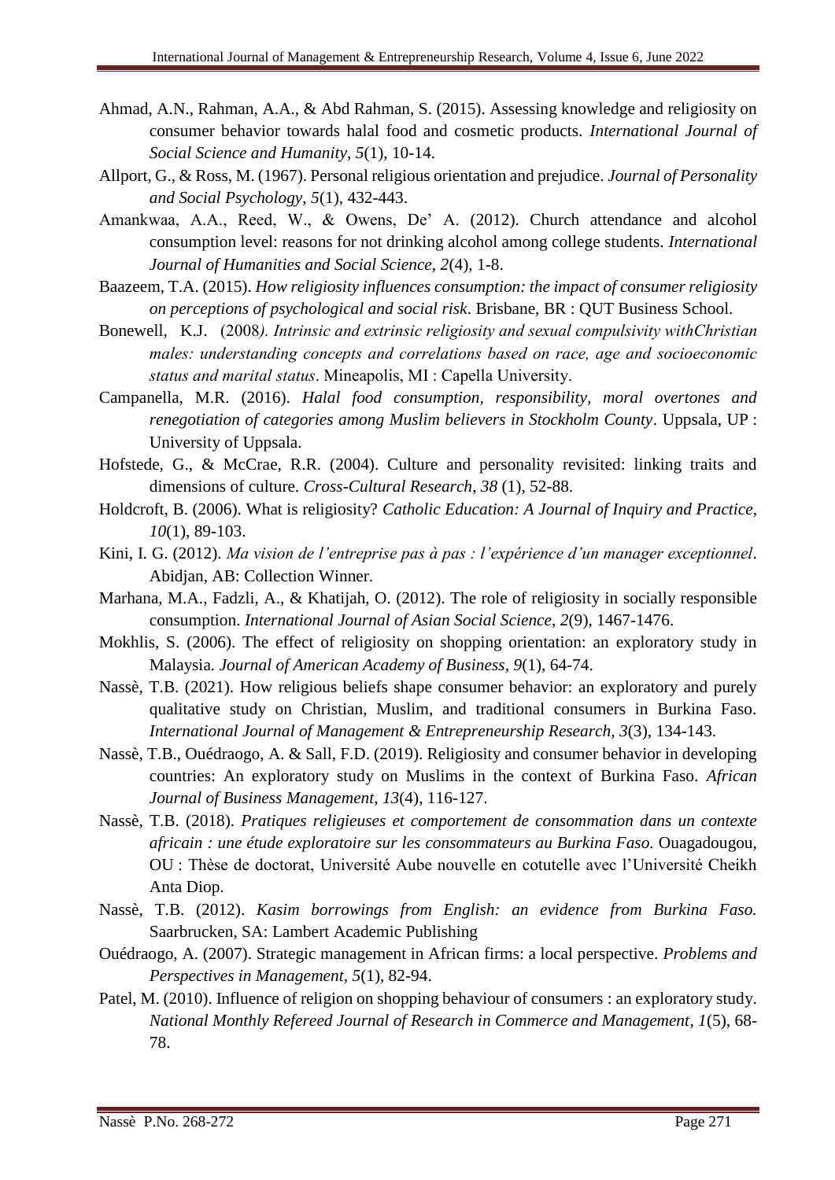Ahmad, A.N., Rahman, A.A., & Abd Rahman, S. (2015). Assessing knowledge and religiosity on consumer behavior towards halal food and cosmetic products. *International Journal of Social Science and Humanity*, *5*(1), 10-14.

Allport, G., & Ross, M. (1967). Personal religious orientation and prejudice. *Journal of Personality and Social Psychology*, *5*(1), 432-443.

Amankwaa, A.A., Reed, W., & Owens, De' A. (2012). Church attendance and alcohol consumption level: reasons for not drinking alcohol among college students. *International Journal of Humanities and Social Science*, *2*(4), 1-8.

Baazeem, T.A. (2015). *How religiosity influences consumption: the impact of consumer religiosity on perceptions of psychological and social risk*. Brisbane, BR : QUT Business School.

Bonewell, K.J. (2008*). Intrinsic and extrinsic religiosity and sexual compulsivity withChristian males: understanding concepts and correlations based on race, age and socioeconomic status and marital status*. Mineapolis, MI : Capella University.

Campanella, M.R. (2016). *Halal food consumption, responsibility, moral overtones and renegotiation of categories among Muslim believers in Stockholm County*. Uppsala, UP : University of Uppsala.

Hofstede, G., & McCrae, R.R. (2004). Culture and personality revisited: linking traits and dimensions of culture. *Cross-Cultural Research, 38* (1), 52-88.

Holdcroft, B. (2006). What is religiosity? *Catholic Education: A Journal of Inquiry and Practice*, *10*(1), 89-103.

Kini, I. G. (2012). *Ma vision de l'entreprise pas à pas : l'expérience d'un manager exceptionnel*. Abidjan, AB: Collection Winner.

Marhana, M.A., Fadzli, A., & Khatijah, O. (2012). The role of religiosity in socially responsible consumption. *International Journal of Asian Social Science*, *2*(9), 1467-1476.

Mokhlis, S. (2006). The effect of religiosity on shopping orientation: an exploratory study in Malaysia*. Journal of American Academy of Business, 9*(1), 64-74.

Nassè, T.B. (2021). How religious beliefs shape consumer behavior: an exploratory and purely qualitative study on Christian, Muslim, and traditional consumers in Burkina Faso. *International Journal of Management & Entrepreneurship Research, 3*(3), 134-143.

Nassè, T.B., Ouédraogo, A. & Sall, F.D. (2019). Religiosity and consumer behavior in developing countries: An exploratory study on Muslims in the context of Burkina Faso. *African Journal of Business Management, 13*(4), 116-127.

Nassè, T.B. (2018). *Pratiques religieuses et comportement de consommation dans un contexte africain : une étude exploratoire sur les consommateurs au Burkina Faso.* Ouagadougou, OU : Thèse de doctorat, Université Aube nouvelle en cotutelle avec l'Université Cheikh Anta Diop.

Nassè, T.B. (2012). *Kasim borrowings from English: an evidence from Burkina Faso.* Saarbrucken, SA: Lambert Academic Publishing

Ouédraogo, A. (2007). Strategic management in African firms: a local perspective. *Problems and Perspectives in Management*, *5*(1), 82-94.

Patel, M. (2010). Influence of religion on shopping behaviour of consumers : an exploratory study. *National Monthly Refereed Journal of Research in Commerce and Management*, *1*(5), 68-78.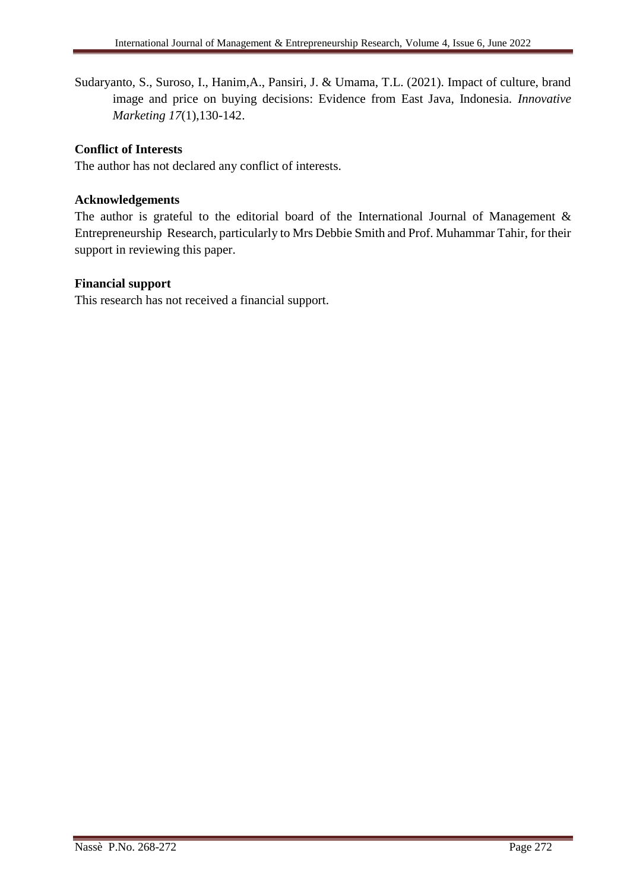Sudaryanto, S., Suroso, I., Hanim,A., Pansiri, J. & Umama, T.L. (2021). Impact of culture, brand image and price on buying decisions: Evidence from East Java, Indonesia. *Innovative Marketing 17*(1),130-142.

### Conflict of Interests

The author has not declared any conflict of interests.

### Acknowledgements

The author is grateful to the editorial board of the International Journal of Management & Entrepreneurship Research, particularly to Mrs Debbie Smith and Prof. Muhammar Tahir, for their support in reviewing this paper.

### Financial support

This research has not received a financial support.